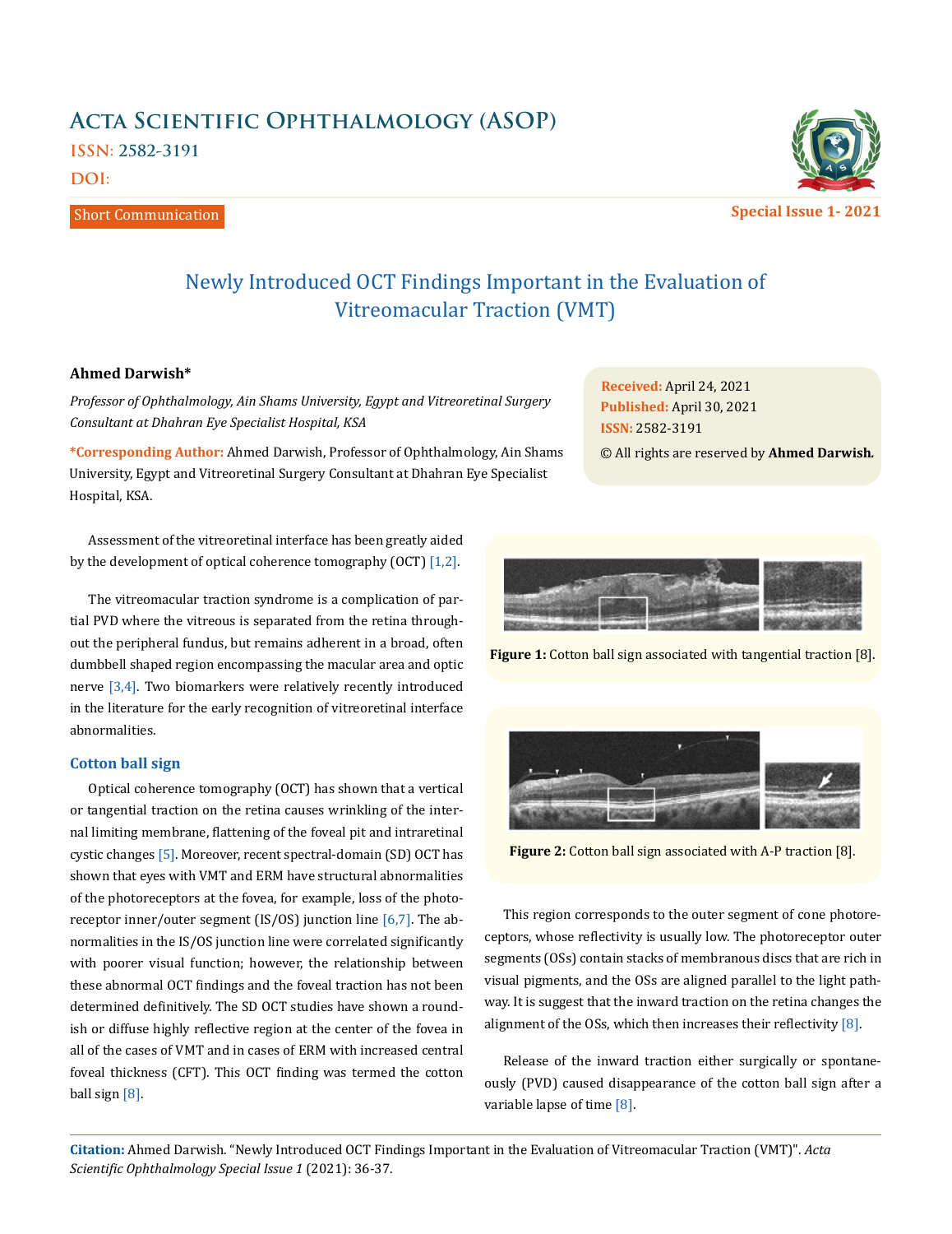# Acta Scientific Ophthalmology (ASOP)

ISSN: 2582-3191

DOI:

Short Communication

Special Issue 1- 2021

## Newly Introduced OCT Findings Important in the Evaluation of Vitreomacular Traction (VMT)

**Ahmed Darwish***

*Professor of Ophthalmology, Ain Shams University, Egypt and Vitreoretinal Surgery Consultant at Dhahran Eye Specialist Hospital, KSA*

**\*Corresponding Author:** Ahmed Darwish, Professor of Ophthalmology, Ain Shams University, Egypt and Vitreoretinal Surgery Consultant at Dhahran Eye Specialist Hospital, KSA.

**Received:** April 24, 2021
**Published:** April 30, 2021
**ISSN:** 2582-3191
© All rights are reserved by **Ahmed Darwish.**

Assessment of the vitreoretinal interface has been greatly aided by the development of optical coherence tomography (OCT) [1,2].

The vitreomacular traction syndrome is a complication of partial PVD where the vitreous is separated from the retina throughout the peripheral fundus, but remains adherent in a broad, often dumbbell shaped region encompassing the macular area and optic nerve [3,4]. Two biomarkers were relatively recently introduced in the literature for the early recognition of vitreoretinal interface abnormalities.

### Cotton ball sign

Optical coherence tomography (OCT) has shown that a vertical or tangential traction on the retina causes wrinkling of the internal limiting membrane, flattening of the foveal pit and intraretinal cystic changes [5]. Moreover, recent spectral-domain (SD) OCT has shown that eyes with VMT and ERM have structural abnormalities of the photoreceptors at the fovea, for example, loss of the photoreceptor inner/outer segment (IS/OS) junction line [6,7]. The abnormalities in the IS/OS junction line were correlated significantly with poorer visual function; however, the relationship between these abnormal OCT findings and the foveal traction has not been determined definitively. The SD OCT studies have shown a roundish or diffuse highly reflective region at the center of the fovea in all of the cases of VMT and in cases of ERM with increased central foveal thickness (CFT). This OCT finding was termed the cotton ball sign [8].

**Figure 1:** Cotton ball sign associated with tangential traction [8].

**Figure 2:** Cotton ball sign associated with A-P traction [8].

This region corresponds to the outer segment of cone photoreceptors, whose reflectivity is usually low. The photoreceptor outer segments (OSs) contain stacks of membranous discs that are rich in visual pigments, and the OSs are aligned parallel to the light pathway. It is suggest that the inward traction on the retina changes the alignment of the OSs, which then increases their reflectivity [8].

Release of the inward traction either surgically or spontaneously (PVD) caused disappearance of the cotton ball sign after a variable lapse of time [8].

**Citation:** Ahmed Darwish. "Newly Introduced OCT Findings Important in the Evaluation of Vitreomacular Traction (VMT)". *Acta Scientific Ophthalmology Special Issue 1* (2021): 36-37.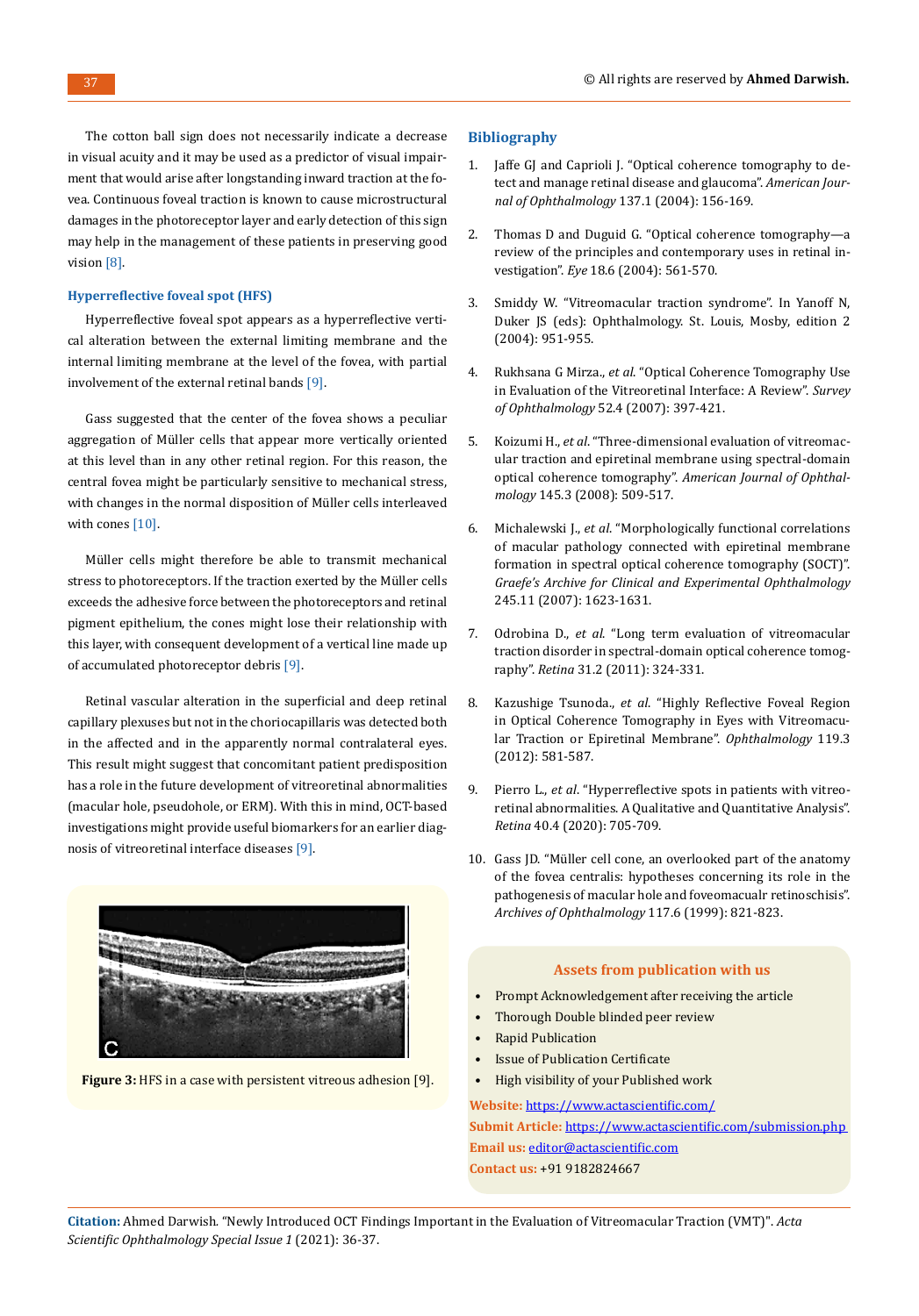The cotton ball sign does not necessarily indicate a decrease in visual acuity and it may be used as a predictor of visual impairment that would arise after longstanding inward traction at the fovea. Continuous foveal traction is known to cause microstructural damages in the photoreceptor layer and early detection of this sign may help in the management of these patients in preserving good vision [8].

### Hyperreflective foveal spot (HFS)

Hyperreflective foveal spot appears as a hyperreflective vertical alteration between the external limiting membrane and the internal limiting membrane at the level of the fovea, with partial involvement of the external retinal bands [9].

Gass suggested that the center of the fovea shows a peculiar aggregation of Müller cells that appear more vertically oriented at this level than in any other retinal region. For this reason, the central fovea might be particularly sensitive to mechanical stress, with changes in the normal disposition of Müller cells interleaved with cones [10].

Müller cells might therefore be able to transmit mechanical stress to photoreceptors. If the traction exerted by the Müller cells exceeds the adhesive force between the photoreceptors and retinal pigment epithelium, the cones might lose their relationship with this layer, with consequent development of a vertical line made up of accumulated photoreceptor debris [9].

Retinal vascular alteration in the superficial and deep retinal capillary plexuses but not in the choriocapillaris was detected both in the affected and in the apparently normal contralateral eyes. This result might suggest that concomitant patient predisposition has a role in the future development of vitreoretinal abnormalities (macular hole, pseudohole, or ERM). With this in mind, OCT-based investigations might provide useful biomarkers for an earlier diagnosis of vitreoretinal interface diseases [9].

**Figure 3:** HFS in a case with persistent vitreous adhesion [9].

## Bibliography

1. Jaffe GJ and Caprioli J. "Optical coherence tomography to detect and manage retinal disease and glaucoma". *American Journal of Ophthalmology* 137.1 (2004): 156-169.
2. Thomas D and Duguid G. "Optical coherence tomography—a review of the principles and contemporary uses in retinal investigation". *Eye* 18.6 (2004): 561-570.
3. Smiddy W. "Vitreomacular traction syndrome". In Yanoff N, Duker JS (eds): Ophthalmology. St. Louis, Mosby, edition 2 (2004): 951-955.
4. Rukhsana G Mirza., *et al*. "Optical Coherence Tomography Use in Evaluation of the Vitreoretinal Interface: A Review". *Survey of Ophthalmology* 52.4 (2007): 397-421.
5. Koizumi H., *et al*. "Three-dimensional evaluation of vitreomacular traction and epiretinal membrane using spectral-domain optical coherence tomography". *American Journal of Ophthalmology* 145.3 (2008): 509-517.
6. Michalewski J., *et al*. "Morphologically functional correlations of macular pathology connected with epiretinal membrane formation in spectral optical coherence tomography (SOCT)". *Graefe's Archive for Clinical and Experimental Ophthalmology* 245.11 (2007): 1623-1631.
7. Odrobina D., *et al*. "Long term evaluation of vitreomacular traction disorder in spectral-domain optical coherence tomography". *Retina* 31.2 (2011): 324-331.
8. Kazushige Tsunoda., *et al*. "Highly Reflective Foveal Region in Optical Coherence Tomography in Eyes with Vitreomacular Traction or Epiretinal Membrane". *Ophthalmology* 119.3 (2012): 581-587.
9. Pierro L., *et al*. "Hyperreflective spots in patients with vitreoretinal abnormalities. A Qualitative and Quantitative Analysis". *Retina* 40.4 (2020): 705-709.
10. Gass JD. "Müller cell cone, an overlooked part of the anatomy of the fovea centralis: hypotheses concerning its role in the pathogenesis of macular hole and foveomacualr retinoschisis". *Archives of Ophthalmology* 117.6 (1999): 821-823.

### Assets from publication with us

- Prompt Acknowledgement after receiving the article
- Thorough Double blinded peer review
- Rapid Publication
- Issue of Publication Certificate
- High visibility of your Published work

**Website:** https://www.actascientific.com/
**Submit Article:** https://www.actascientific.com/submission.php
**Email us:** editor@actascientific.com
**Contact us:** +91 9182824667

**Citation:** Ahmed Darwish. "Newly Introduced OCT Findings Important in the Evaluation of Vitreomacular Traction (VMT)". *Acta Scientific Ophthalmology Special Issue 1* (2021): 36-37.